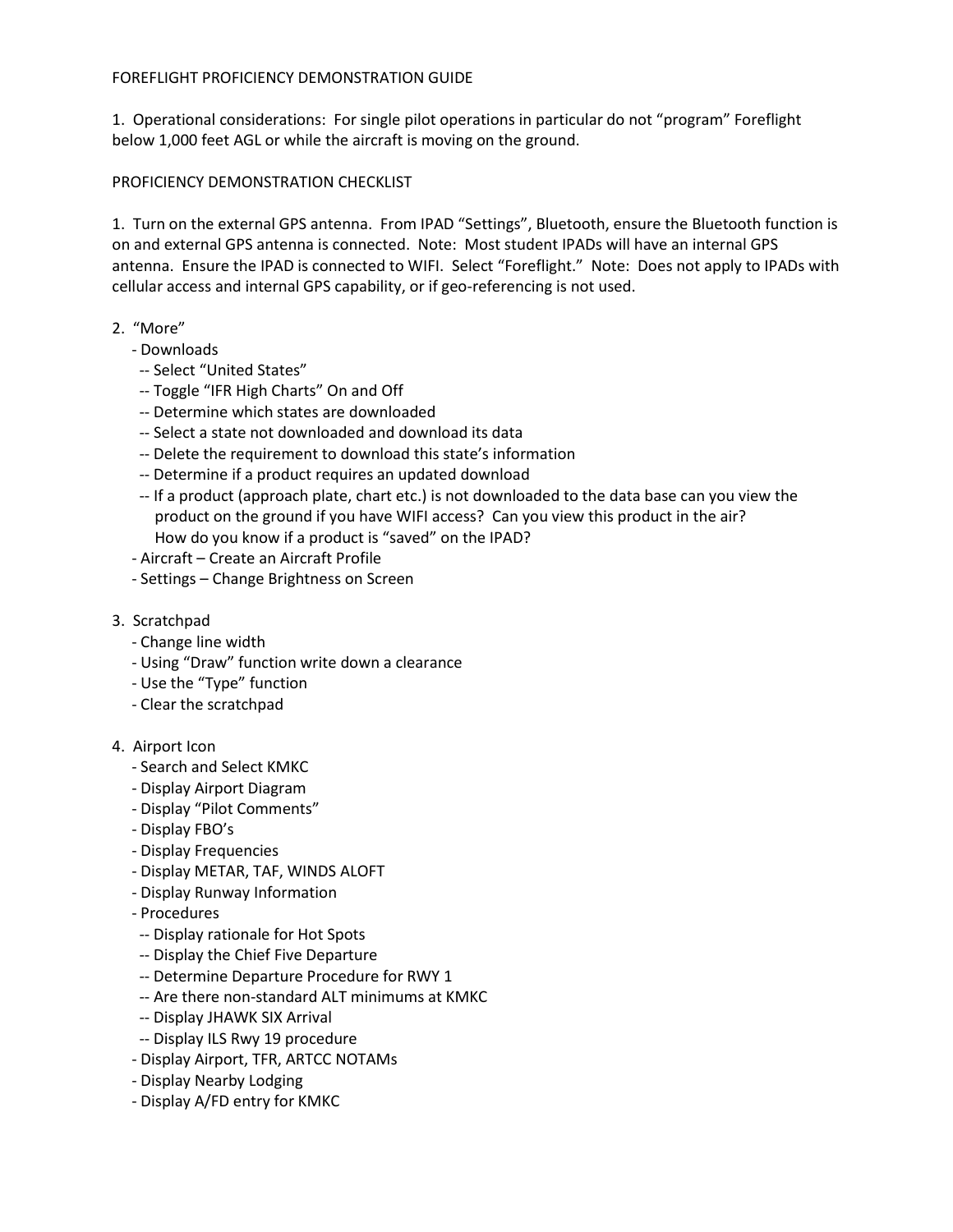# FOREFLIGHT PROFICIENCY DEMONSTRATION GUIDE

1. Operational considerations: For single pilot operations in particular do not "program" Foreflight below 1,000 feet AGL or while the aircraft is moving on the ground.

## PROFICIENCY DEMONSTRATION CHECKLIST

1. Turn on the external GPS antenna. From IPAD "Settings", Bluetooth, ensure the Bluetooth function is on and external GPS antenna is connected. Note: Most student IPADs will have an internal GPS antenna. Ensure the IPAD is connected to WIFI. Select "Foreflight." Note: Does not apply to IPADs with cellular access and internal GPS capability, or if geo-referencing is not used.

2. "More"
   - Downloads
     - Select "United States"
     - Toggle "IFR High Charts" On and Off
     - Determine which states are downloaded
     - Select a state not downloaded and download its data
     - Delete the requirement to download this state's information
     - Determine if a product requires an updated download
     - If a product (approach plate, chart etc.) is not downloaded to the data base can you view the product on the ground if you have WIFI access? Can you view this product in the air? How do you know if a product is "saved" on the IPAD?
   - Aircraft – Create an Aircraft Profile
   - Settings – Change Brightness on Screen

3. Scratchpad
   - Change line width
   - Using "Draw" function write down a clearance
   - Use the "Type" function
   - Clear the scratchpad

4. Airport Icon
   - Search and Select KMKC
   - Display Airport Diagram
   - Display "Pilot Comments"
   - Display FBO's
   - Display Frequencies
   - Display METAR, TAF, WINDS ALOFT
   - Display Runway Information
   - Procedures
     - Display rationale for Hot Spots
     - Display the Chief Five Departure
     - Determine Departure Procedure for RWY 1
     - Are there non-standard ALT minimums at KMKC
     - Display JHAWK SIX Arrival
     - Display ILS Rwy 19 procedure
   - Display Airport, TFR, ARTCC NOTAMs
   - Display Nearby Lodging
   - Display A/FD entry for KMKC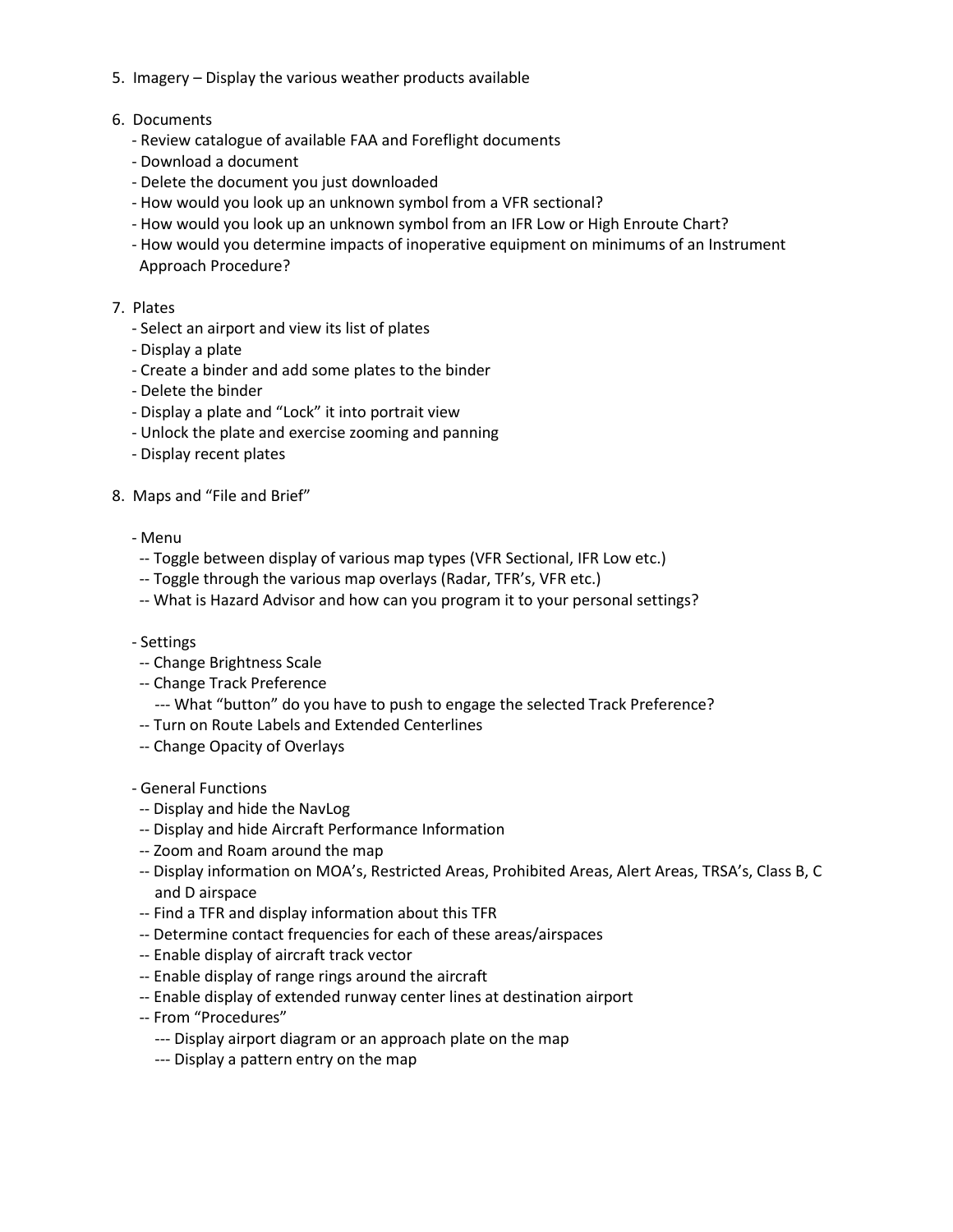5. Imagery – Display the various weather products available

6. Documents
   - Review catalogue of available FAA and Foreflight documents
   - Download a document
   - Delete the document you just downloaded
   - How would you look up an unknown symbol from a VFR sectional?
   - How would you look up an unknown symbol from an IFR Low or High Enroute Chart?
   - How would you determine impacts of inoperative equipment on minimums of an Instrument Approach Procedure?

7. Plates
   - Select an airport and view its list of plates
   - Display a plate
   - Create a binder and add some plates to the binder
   - Delete the binder
   - Display a plate and "Lock" it into portrait view
   - Unlock the plate and exercise zooming and panning
   - Display recent plates

8. Maps and "File and Brief"

   - Menu
     -- Toggle between display of various map types (VFR Sectional, IFR Low etc.)
     -- Toggle through the various map overlays (Radar, TFR's, VFR etc.)
     -- What is Hazard Advisor and how can you program it to your personal settings?

   - Settings
     -- Change Brightness Scale
     -- Change Track Preference
        --- What "button" do you have to push to engage the selected Track Preference?
     -- Turn on Route Labels and Extended Centerlines
     -- Change Opacity of Overlays

   - General Functions
     -- Display and hide the NavLog
     -- Display and hide Aircraft Performance Information
     -- Zoom and Roam around the map
     -- Display information on MOA's, Restricted Areas, Prohibited Areas, Alert Areas, TRSA's, Class B, C and D airspace
     -- Find a TFR and display information about this TFR
     -- Determine contact frequencies for each of these areas/airspaces
     -- Enable display of aircraft track vector
     -- Enable display of range rings around the aircraft
     -- Enable display of extended runway center lines at destination airport
     -- From "Procedures"
        --- Display airport diagram or an approach plate on the map
        --- Display a pattern entry on the map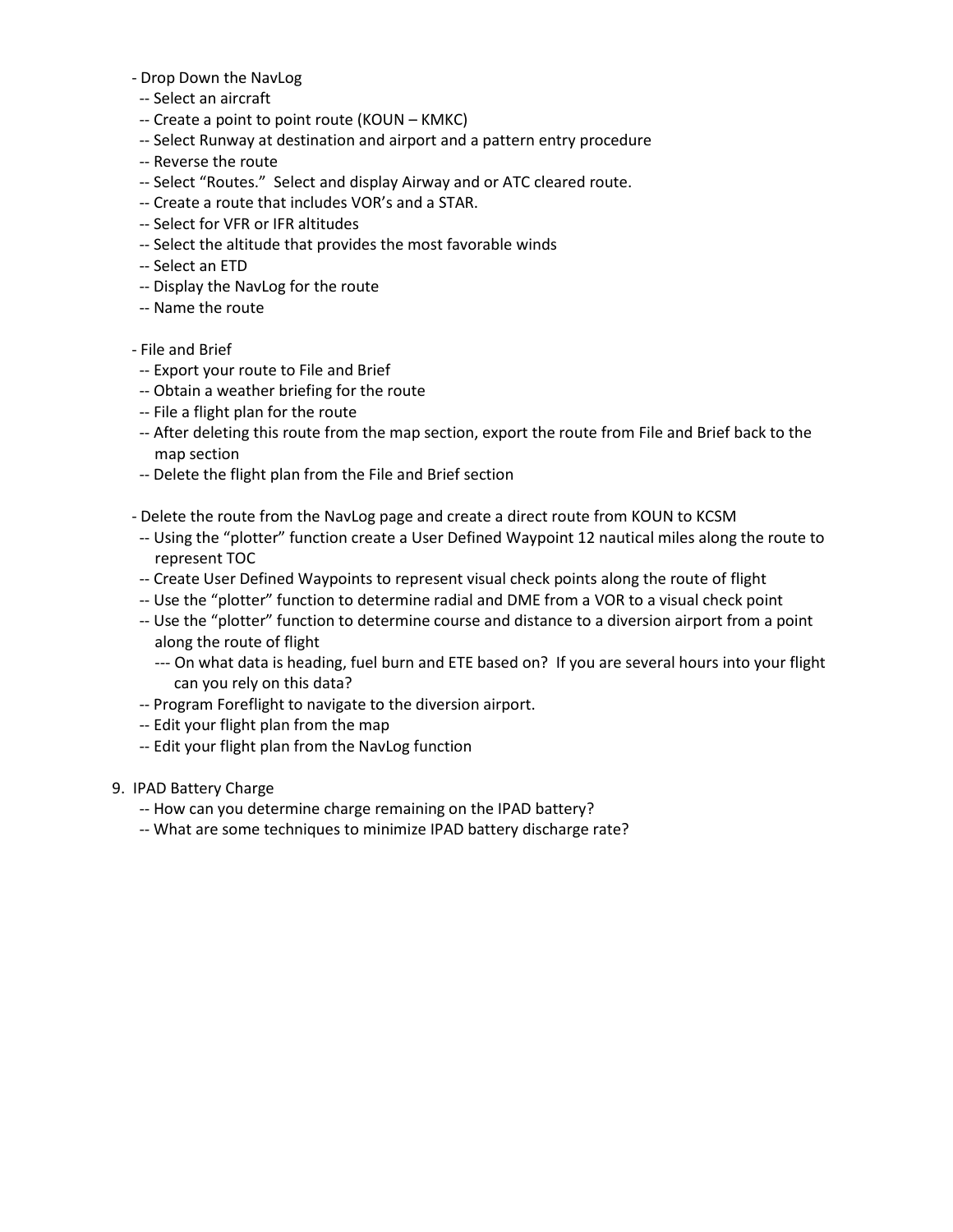- Drop Down the NavLog
  - -- Select an aircraft
  - -- Create a point to point route (KOUN – KMKC)
  - -- Select Runway at destination and airport and a pattern entry procedure
  - -- Reverse the route
  - -- Select "Routes." Select and display Airway and or ATC cleared route.
  - -- Create a route that includes VOR's and a STAR.
  - -- Select for VFR or IFR altitudes
  - -- Select the altitude that provides the most favorable winds
  - -- Select an ETD
  - -- Display the NavLog for the route
  - -- Name the route

- File and Brief
  - -- Export your route to File and Brief
  - -- Obtain a weather briefing for the route
  - -- File a flight plan for the route
  - -- After deleting this route from the map section, export the route from File and Brief back to the map section
  - -- Delete the flight plan from the File and Brief section

- Delete the route from the NavLog page and create a direct route from KOUN to KCSM
  - -- Using the "plotter" function create a User Defined Waypoint 12 nautical miles along the route to represent TOC
  - -- Create User Defined Waypoints to represent visual check points along the route of flight
  - -- Use the "plotter" function to determine radial and DME from a VOR to a visual check point
  - -- Use the "plotter" function to determine course and distance to a diversion airport from a point along the route of flight
    - --- On what data is heading, fuel burn and ETE based on? If you are several hours into your flight can you rely on this data?
  - -- Program Foreflight to navigate to the diversion airport.
  - -- Edit your flight plan from the map
  - -- Edit your flight plan from the NavLog function

9. IPAD Battery Charge
   - -- How can you determine charge remaining on the IPAD battery?
   - -- What are some techniques to minimize IPAD battery discharge rate?